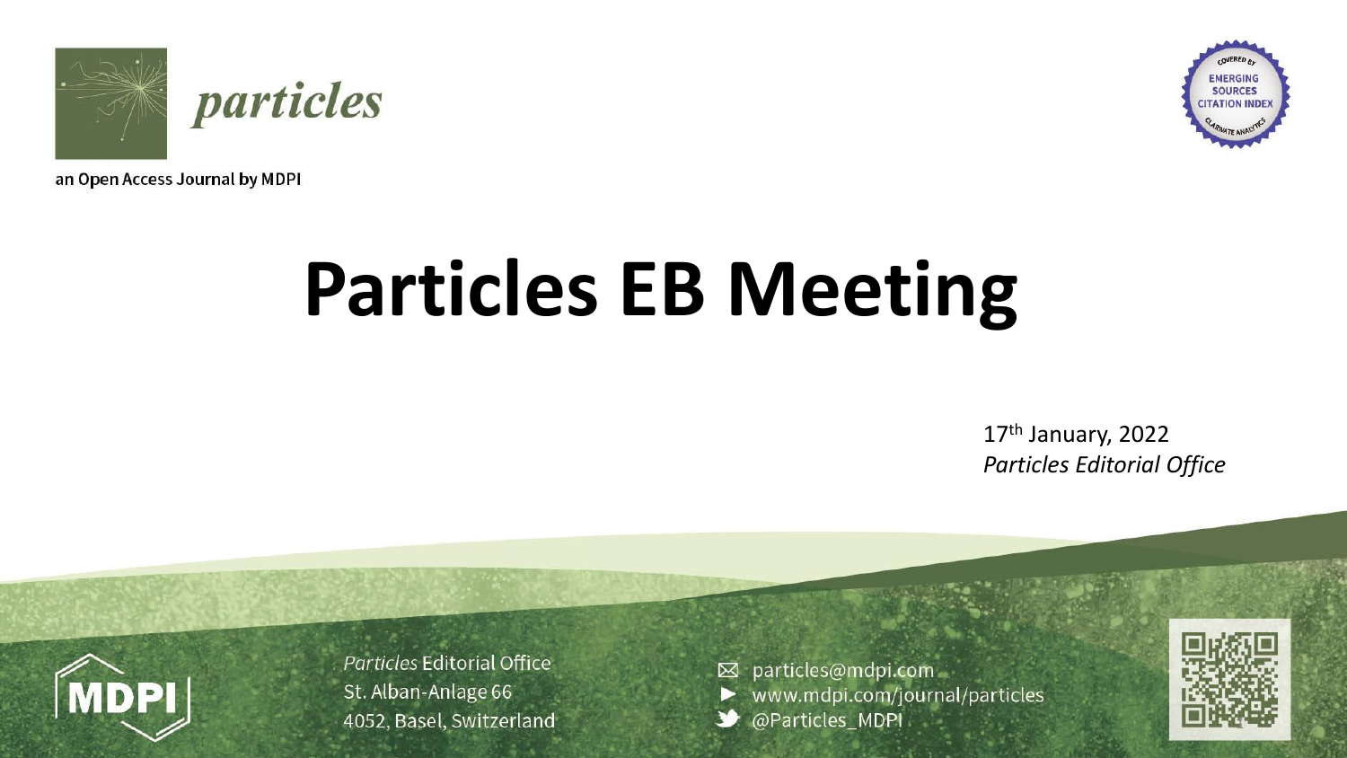*particles*

an Open Access Journal by MDPI

COVERED BY EMERGING SOURCES CITATION INDEX CLARIVATE ANALYTICS

# Particles EB Meeting

17th January, 2022
*Particles Editorial Office*

*Particles* Editorial Office
St. Alban-Anlage 66
4052, Basel, Switzerland

particles@mdpi.com
www.mdpi.com/journal/particles
@Particles_MDPI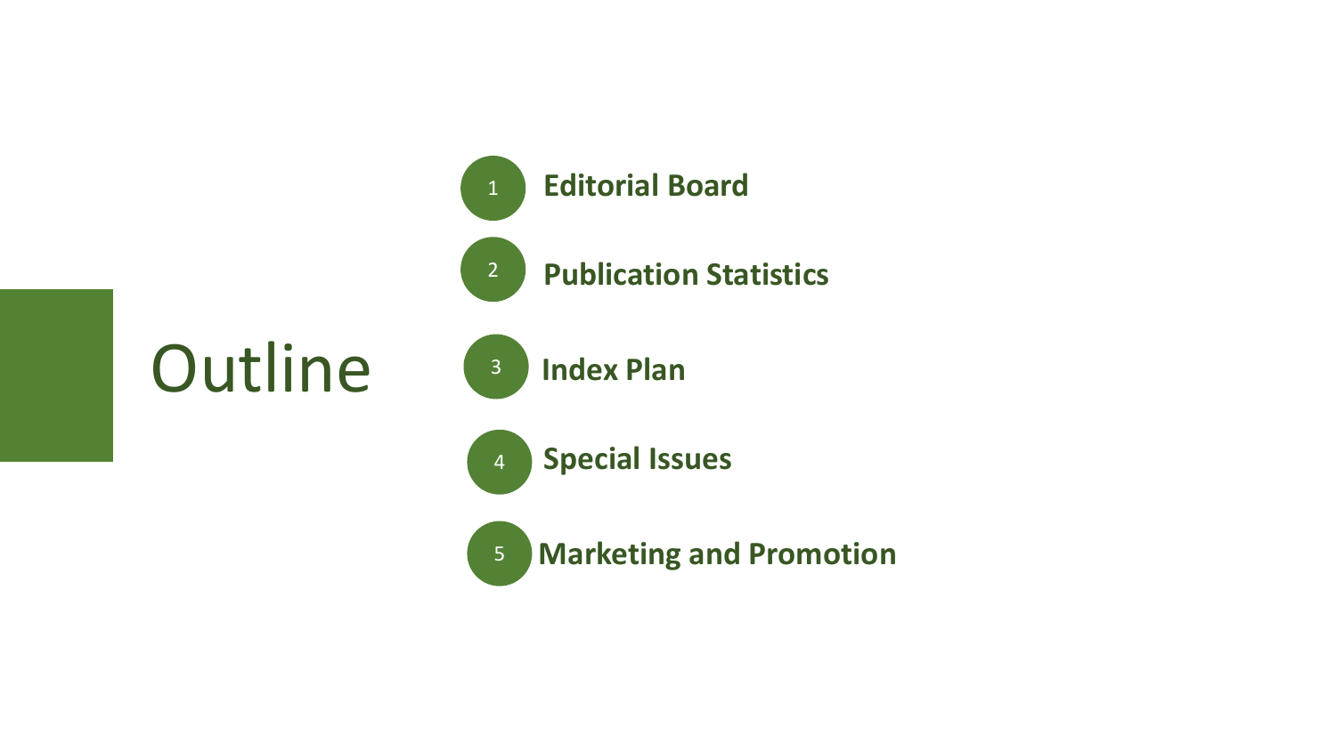# Outline

1. **Editorial Board**
2. **Publication Statistics**
3. **Index Plan**
4. **Special Issues**
5. **Marketing and Promotion**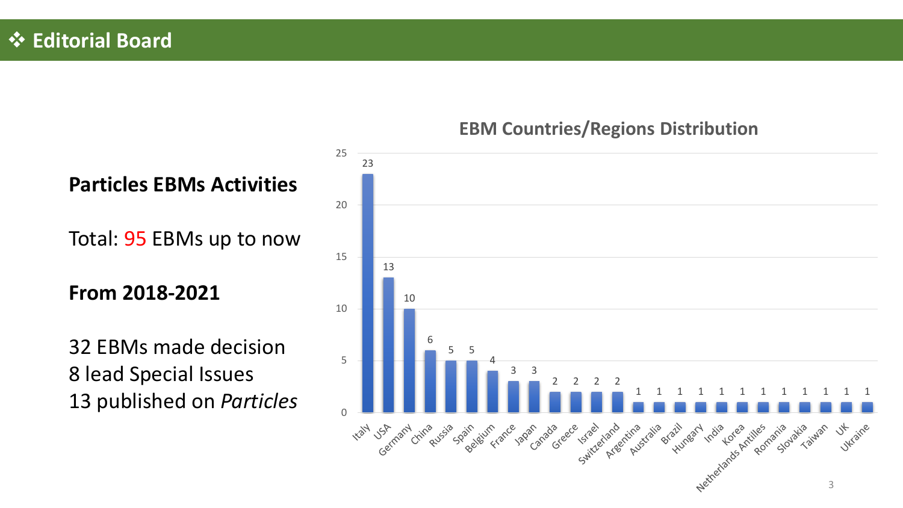# ❖ Editorial Board

**Particles EBMs Activities**

Total: 95 EBMs up to now

**From 2018-2021**

32 EBMs made decision
8 lead Special Issues
13 published on *Particles*

**EBM Countries/Regions Distribution**

| Country/Region | EBMs |
|---|---|
| Italy | 23 |
| USA | 13 |
| Germany | 10 |
| China | 6 |
| Russia | 5 |
| Spain | 5 |
| Belgium | 4 |
| France | 3 |
| Japan | 3 |
| Canada | 2 |
| Greece | 2 |
| Israel | 2 |
| Switzerland | 2 |
| Argentina | 1 |
| Australia | 1 |
| Brazil | 1 |
| Hungary | 1 |
| India | 1 |
| Korea | 1 |
| Netherlands Antilles | 1 |
| Romania | 1 |
| Slovakia | 1 |
| Taiwan | 1 |
| UK | 1 |
| Ukraine | 1 |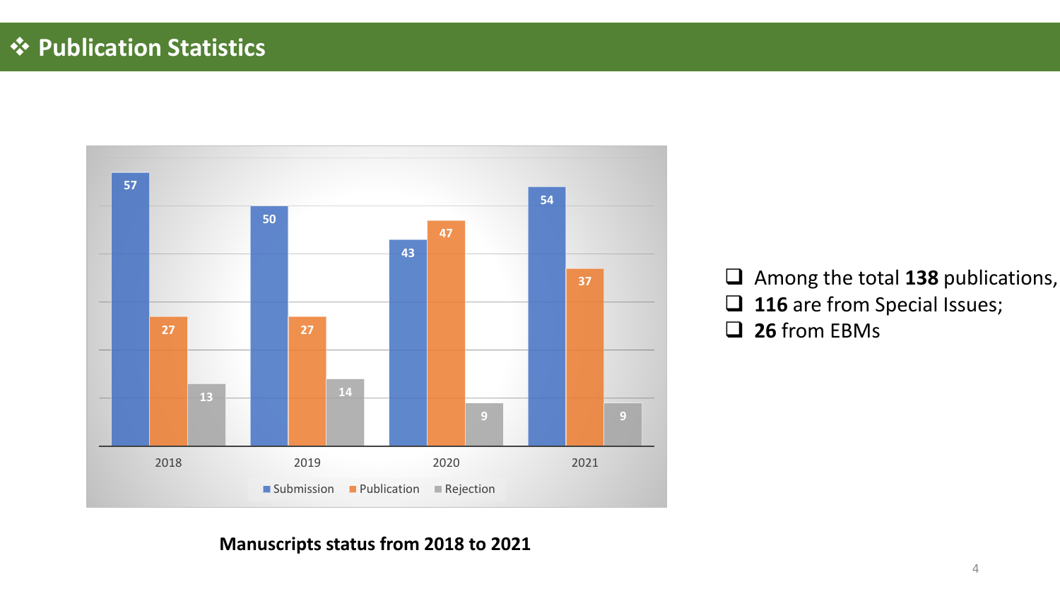## ❖ Publication Statistics

| | 2018 | 2019 | 2020 | 2021 |
|---|---|---|---|---|
| Submission | 57 | 50 | 43 | 54 |
| Publication | 27 | 27 | 47 | 37 |
| Rejection | 13 | 14 | 9 | 9 |

**Manuscripts status from 2018 to 2021**

- Among the total **138** publications,
- **116** are from Special Issues;
- **26** from EBMs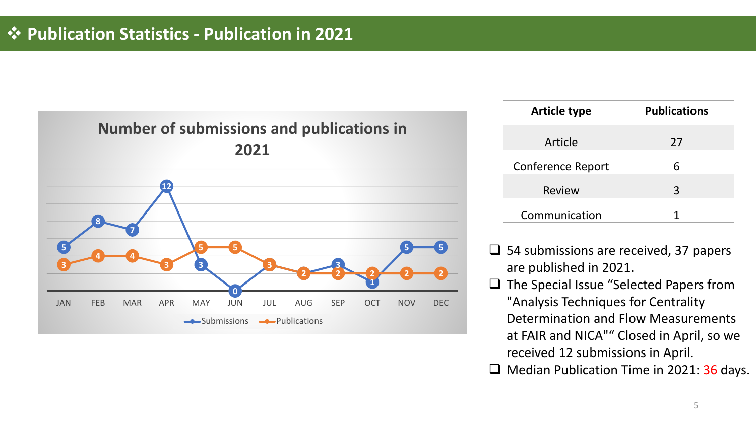## ❖ Publication Statistics - Publication in 2021

**Number of submissions and publications in 2021**

| | JAN | FEB | MAR | APR | MAY | JUN | JUL | AUG | SEP | OCT | NOV | DEC |
|---|---|---|---|---|---|---|---|---|---|---|---|---|
| Submissions | 5 | 8 | 7 | 12 | 3 | 0 | 3 | 2 | 3 | 1 | 5 | 5 |
| Publications | 3 | 4 | 4 | 3 | 5 | 5 | 3 | 2 | 2 | 2 | 2 | 2 |

| Article type | Publications |
|---|---|
| Article | 27 |
| Conference Report | 6 |
| Review | 3 |
| Communication | 1 |

- 54 submissions are received, 37 papers are published in 2021.
- The Special Issue “Selected Papers from "Analysis Techniques for Centrality Determination and Flow Measurements at FAIR and NICA"“ Closed in April, so we received 12 submissions in April.
- Median Publication Time in 2021: 36 days.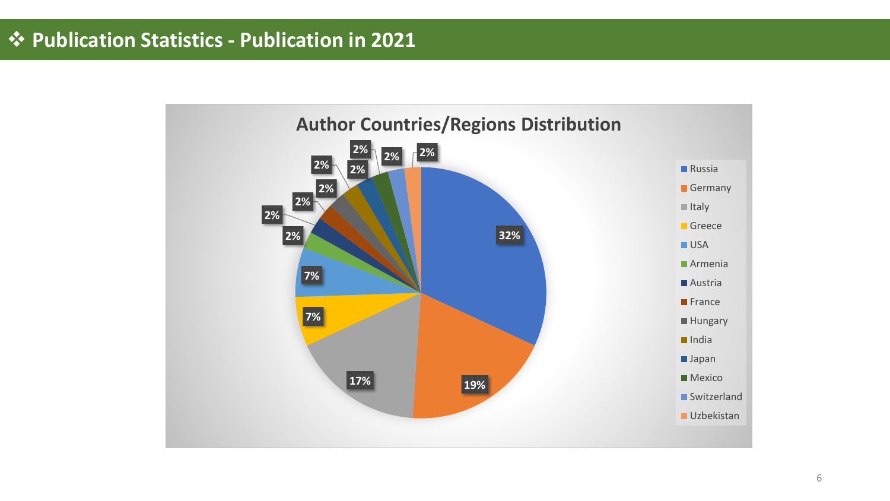# ❖ Publication Statistics - Publication in 2021

## Author Countries/Regions Distribution

| Country/Region | Share |
| --- | --- |
| Russia | 32% |
| Germany | 19% |
| Italy | 17% |
| Greece | 7% |
| USA | 7% |
| Armenia | 2% |
| Austria | 2% |
| France | 2% |
| Hungary | 2% |
| India | 2% |
| Japan | 2% |
| Mexico | 2% |
| Switzerland | 2% |
| Uzbekistan | 2% |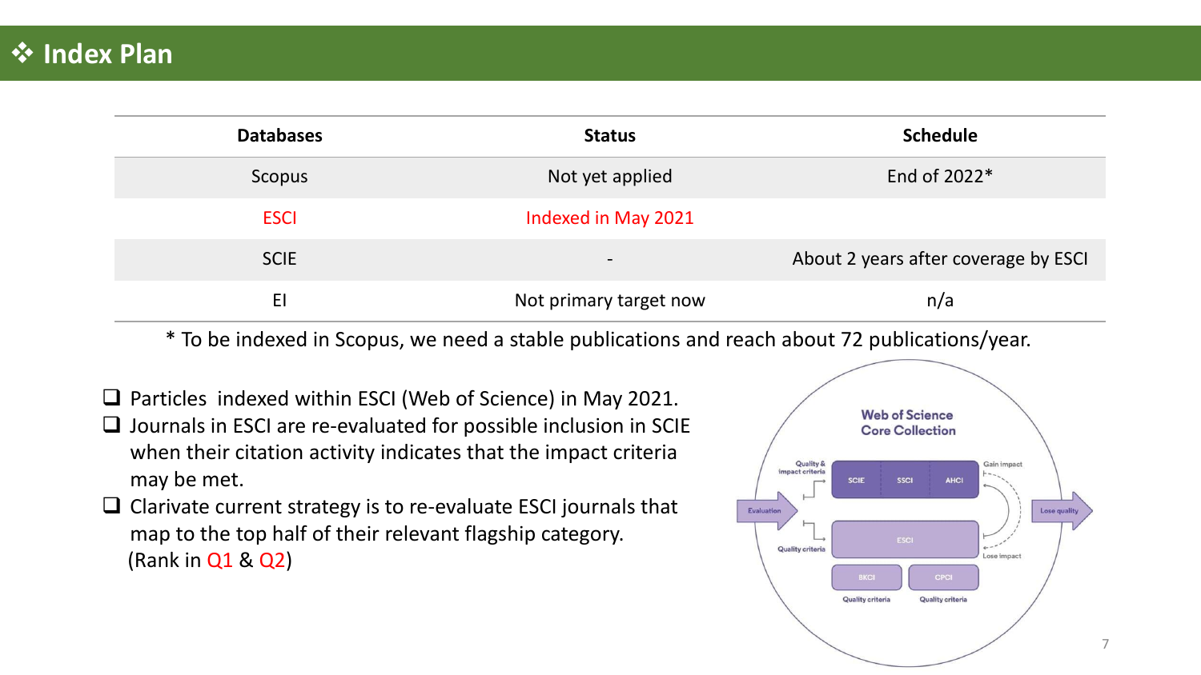# ❖ Index Plan

| Databases | Status | Schedule |
|---|---|---|
| Scopus | Not yet applied | End of 2022* |
| ESCI | Indexed in May 2021 | |
| SCIE | - | About 2 years after coverage by ESCI |
| EI | Not primary target now | n/a |

* To be indexed in Scopus, we need a stable publications and reach about 72 publications/year.

- ❑ Particles indexed within ESCI (Web of Science) in May 2021.
- ❑ Journals in ESCI are re-evaluated for possible inclusion in SCIE when their citation activity indicates that the impact criteria may be met.
- ❑ Clarivate current strategy is to re-evaluate ESCI journals that map to the top half of their relevant flagship category. (Rank in Q1 & Q2)

Web of Science Core Collection

Quality & impact criteria — SCIE, SSCI, AHCI — Gain impact

Evaluation — Lose quality

Quality criteria — ESCI — Lose impact

BKCI — Quality criteria; CPCI — Quality criteria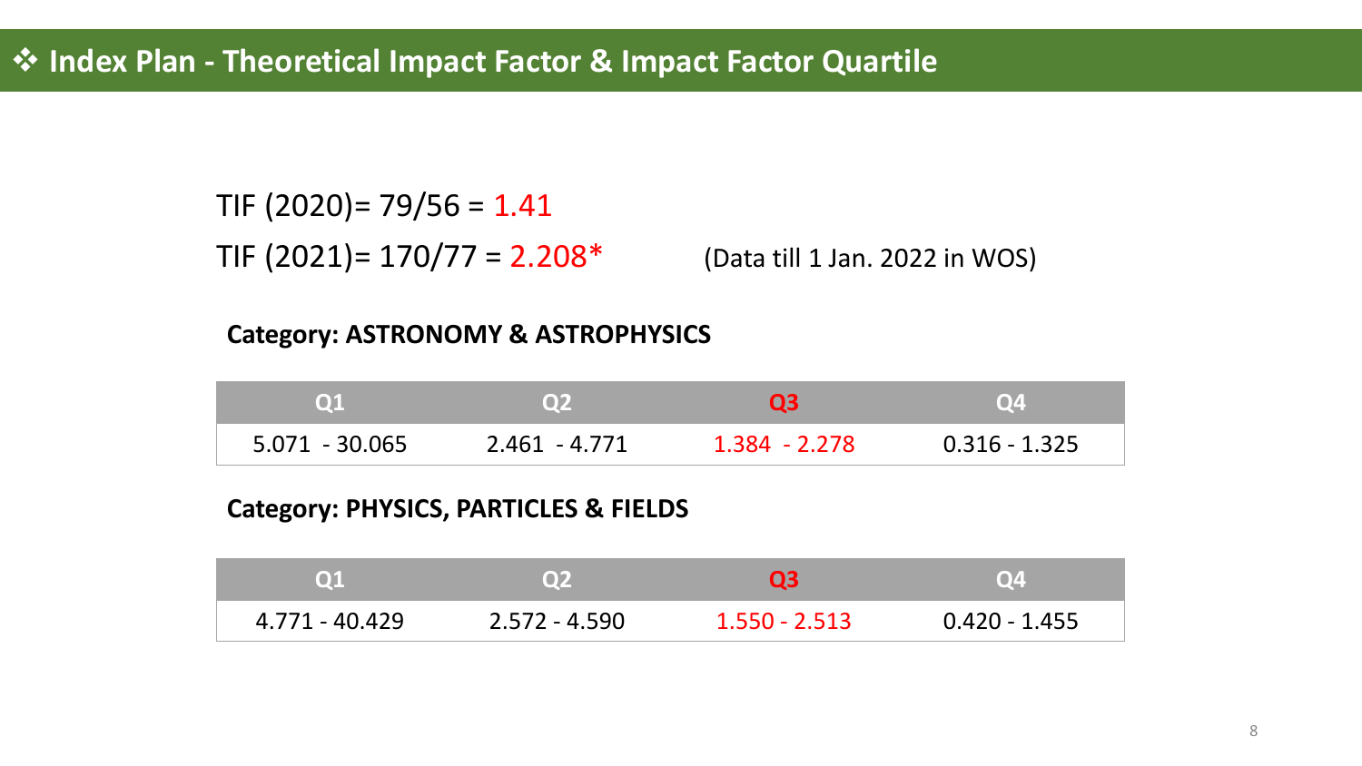## ❖ Index Plan - Theoretical Impact Factor & Impact Factor Quartile

TIF (2020)= 79/56 = 1.41

TIF (2021)= 170/77 = 2.208* (Data till 1 Jan. 2022 in WOS)

**Category: ASTRONOMY & ASTROPHYSICS**

| Q1 | Q2 | Q3 | Q4 |
|---|---|---|---|
| 5.071 - 30.065 | 2.461 - 4.771 | 1.384 - 2.278 | 0.316 - 1.325 |

**Category: PHYSICS, PARTICLES & FIELDS**

| Q1 | Q2 | Q3 | Q4 |
|---|---|---|---|
| 4.771 - 40.429 | 2.572 - 4.590 | 1.550 - 2.513 | 0.420 - 1.455 |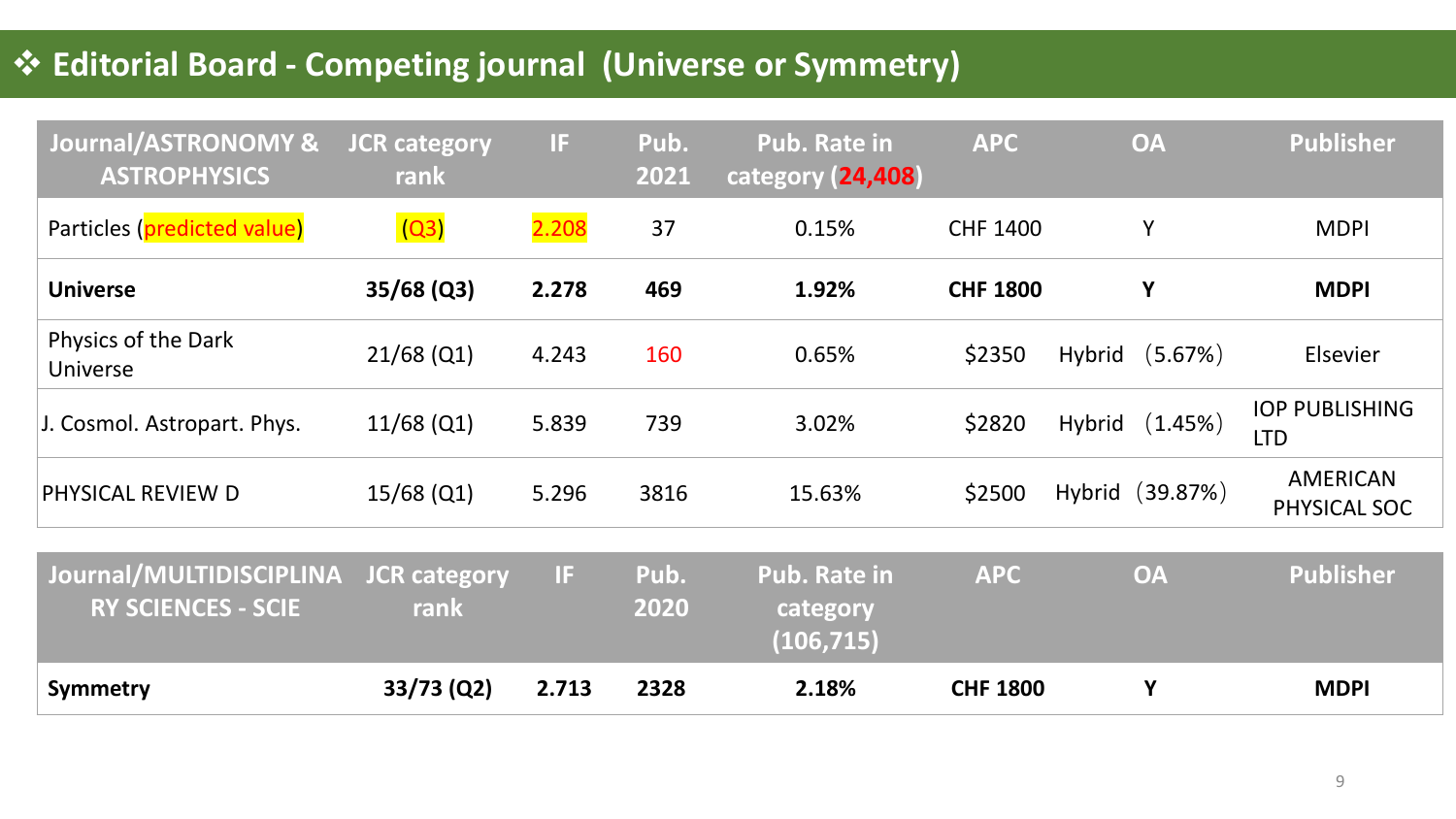## ❖ Editorial Board - Competing journal (Universe or Symmetry)

| Journal/ASTRONOMY & ASTROPHYSICS | JCR category rank | IF | Pub. 2021 | Pub. Rate in category (24,408) | APC | OA | Publisher |
|---|---|---|---|---|---|---|---|
| Particles (predicted value) | (Q3) | 2.208 | 37 | 0.15% | CHF 1400 | Y | MDPI |
| **Universe** | **35/68 (Q3)** | **2.278** | **469** | **1.92%** | **CHF 1800** | **Y** | **MDPI** |
| Physics of the Dark Universe | 21/68 (Q1) | 4.243 | 160 | 0.65% | $2350 | Hybrid (5.67%) | Elsevier |
| J. Cosmol. Astropart. Phys. | 11/68 (Q1) | 5.839 | 739 | 3.02% | $2820 | Hybrid (1.45%) | IOP PUBLISHING LTD |
| PHYSICAL REVIEW D | 15/68 (Q1) | 5.296 | 3816 | 15.63% | $2500 | Hybrid (39.87%) | AMERICAN PHYSICAL SOC |

| Journal/MULTIDISCIPLINARY SCIENCES - SCIE | JCR category rank | IF | Pub. 2020 | Pub. Rate in category (106,715) | APC | OA | Publisher |
|---|---|---|---|---|---|---|---|
| **Symmetry** | **33/73 (Q2)** | **2.713** | **2328** | **2.18%** | **CHF 1800** | **Y** | **MDPI** |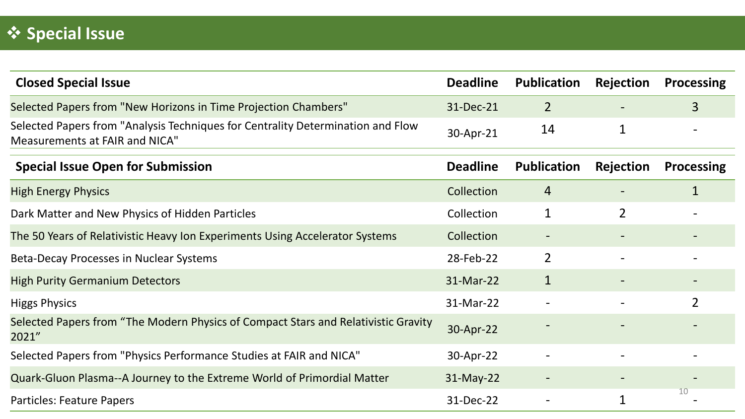## ❖ Special Issue

| Closed Special Issue | Deadline | Publication | Rejection | Processing |
|---|---|---|---|---|
| Selected Papers from "New Horizons in Time Projection Chambers" | 31-Dec-21 | 2 | - | 3 |
| Selected Papers from "Analysis Techniques for Centrality Determination and Flow Measurements at FAIR and NICA" | 30-Apr-21 | 14 | 1 | - |

| Special Issue Open for Submission | Deadline | Publication | Rejection | Processing |
|---|---|---|---|---|
| High Energy Physics | Collection | 4 | - | 1 |
| Dark Matter and New Physics of Hidden Particles | Collection | 1 | 2 | - |
| The 50 Years of Relativistic Heavy Ion Experiments Using Accelerator Systems | Collection | - | - | - |
| Beta-Decay Processes in Nuclear Systems | 28-Feb-22 | 2 | - | - |
| High Purity Germanium Detectors | 31-Mar-22 | 1 | - | - |
| Higgs Physics | 31-Mar-22 | - | - | 2 |
| Selected Papers from “The Modern Physics of Compact Stars and Relativistic Gravity 2021” | 30-Apr-22 | - | - | - |
| Selected Papers from "Physics Performance Studies at FAIR and NICA" | 30-Apr-22 | - | - | - |
| Quark-Gluon Plasma--A Journey to the Extreme World of Primordial Matter | 31-May-22 | - | - | - |
| Particles: Feature Papers | 31-Dec-22 | - | 1 | - |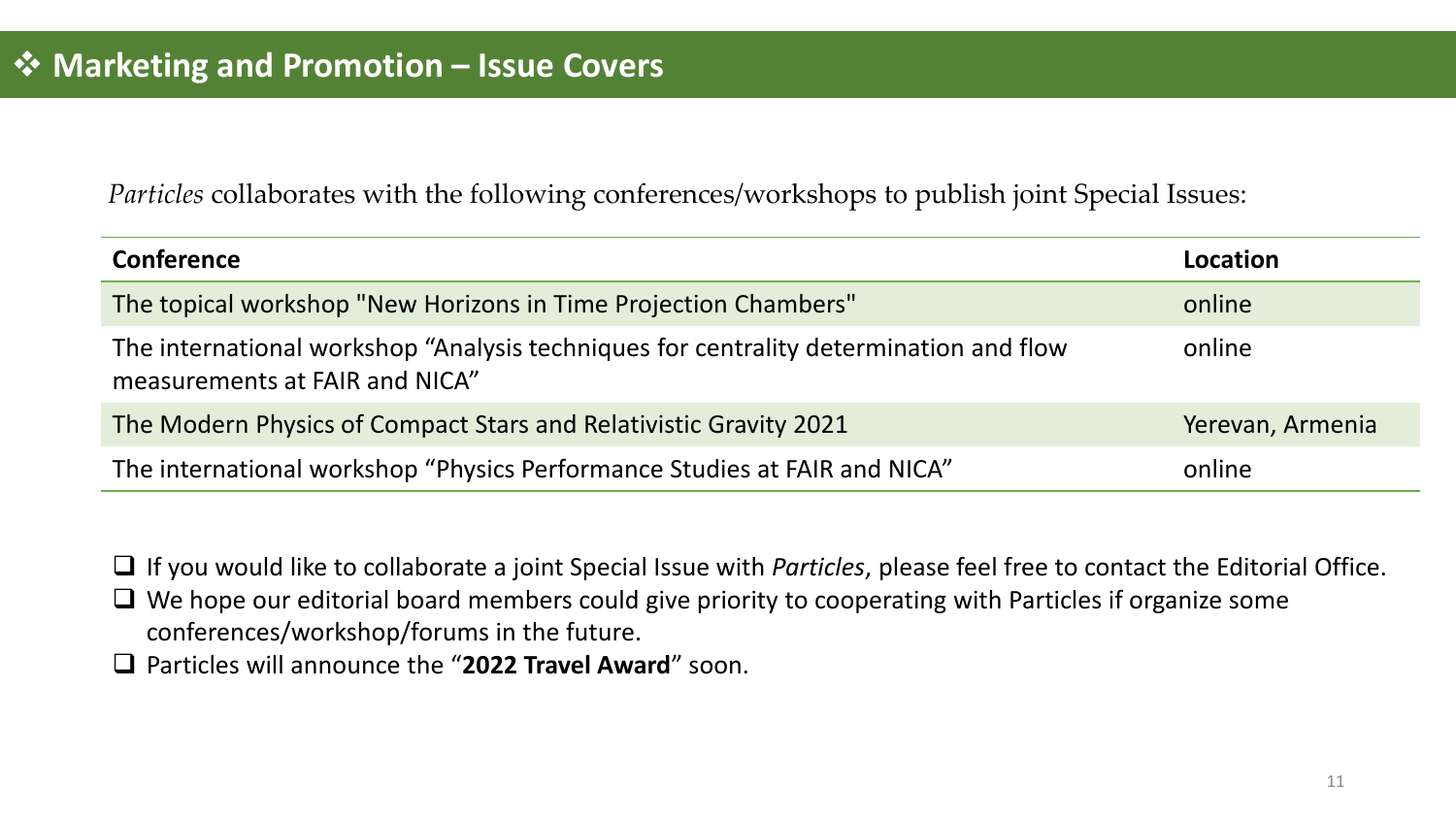## ❖ Marketing and Promotion – Issue Covers

*Particles* collaborates with the following conferences/workshops to publish joint Special Issues:

| Conference | Location |
| --- | --- |
| The topical workshop "New Horizons in Time Projection Chambers" | online |
| The international workshop “Analysis techniques for centrality determination and flow measurements at FAIR and NICA” | online |
| The Modern Physics of Compact Stars and Relativistic Gravity 2021 | Yerevan, Armenia |
| The international workshop “Physics Performance Studies at FAIR and NICA” | online |

- ❑ If you would like to collaborate a joint Special Issue with *Particles*, please feel free to contact the Editorial Office.
- ❑ We hope our editorial board members could give priority to cooperating with Particles if organize some conferences/workshop/forums in the future.
- ❑ Particles will announce the “**2022 Travel Award**” soon.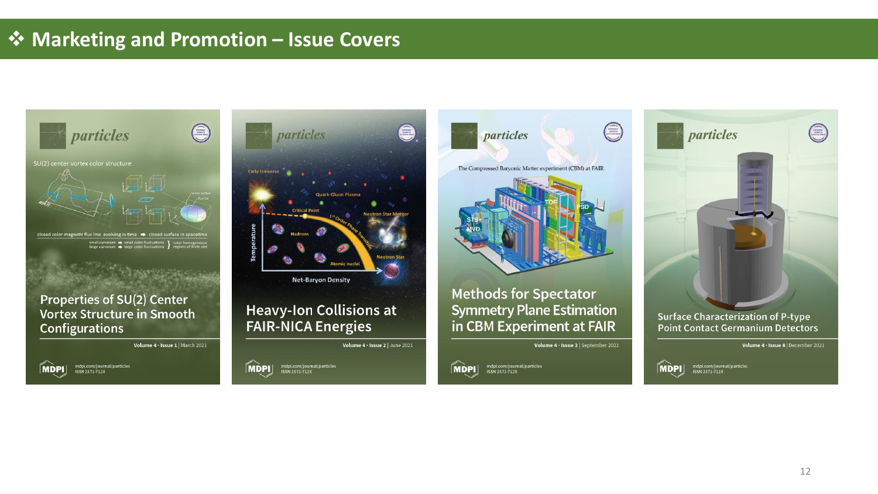## ❖ Marketing and Promotion – Issue Covers

**particles**

SU(2) center vortex color structure

closed color magnetic flux line evolving in time ➡ closed surface in spacetime

small curvature ➡ small color fluctuations
large curvature ➡ large color fluctuations } color homogeneous regions of finite size

**Properties of SU(2) Center Vortex Structure in Smooth Configurations**

Volume 4 · Issue 1 | March 2021

MDPI mdpi.com/journal/particles ISSN 2571-712X

**particles**

Early Universe · Quark-Gluon Plasma · Critical Point · 1st Order Phase Transition · Neutron Star Merger · Hadrons · Atomic nuclei · Neutron Star · Temperature · Net-Baryon Density

**Heavy-Ion Collisions at FAIR-NICA Energies**

Volume 4 · Issue 2 | June 2021

MDPI mdpi.com/journal/particles ISSN 2571-712X

**particles**

The Compressed Baryonic Matter experiment (CBM) at FAIR

TOF · PSD · STS+MVD

**Methods for Spectator Symmetry Plane Estimation in CBM Experiment at FAIR**

Volume 4 · Issue 3 | September 2021

MDPI mdpi.com/journal/particles ISSN 2571-712X

**particles**

**Surface Characterization of P-type Point Contact Germanium Detectors**

Volume 4 · Issue 4 | December 2021

MDPI mdpi.com/journal/particles ISSN 2571-712X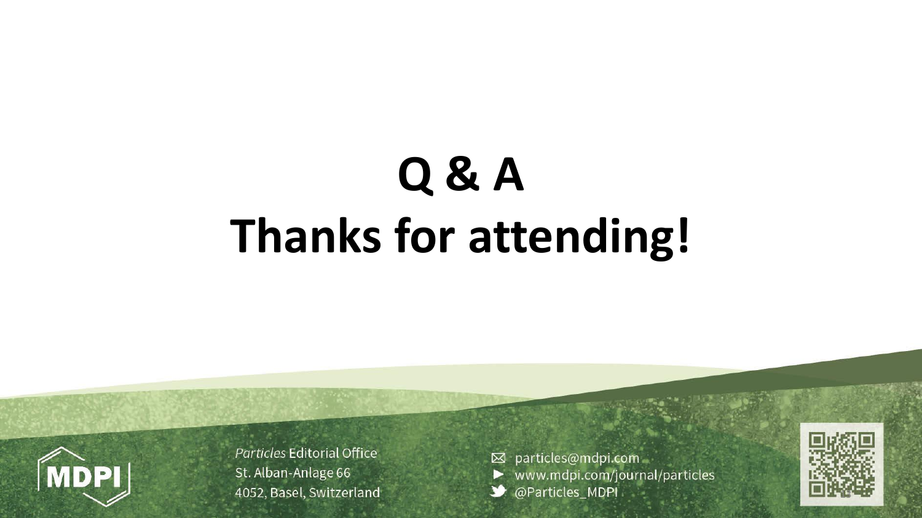# Q & A

# Thanks for attending!

MDPI

*Particles* Editorial Office
St. Alban-Anlage 66
4052, Basel, Switzerland

particles@mdpi.com
www.mdpi.com/journal/particles
@Particles_MDPI